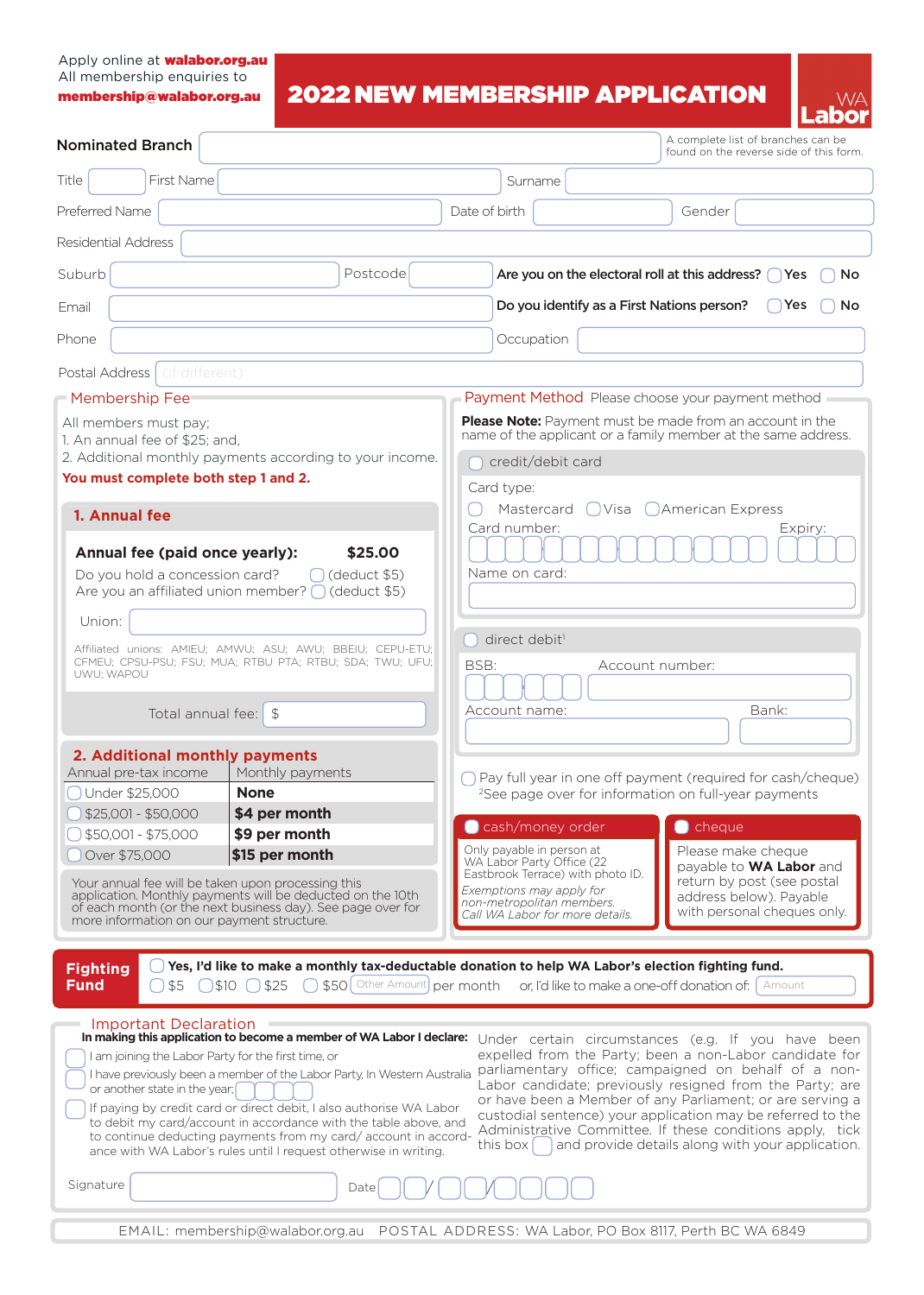Apply online at **walabor.org.au**
All membership enquiries to
**membership@walabor.org.au**

# 2022 NEW MEMBERSHIP APPLICATION

WA Labor

Nominated Branch ______ A complete list of branches can be found on the reverse side of this form.

Title ______ First Name ______ Surname ______

Preferred Name ______ Date of birth ______ Gender ______

Residential Address ______

Suburb ______ Postcode ______ **Are you on the electoral roll at this address?** ◯ Yes ◯ No

Email ______ **Do you identify as a First Nations person?** ◯ Yes ◯ No

Phone ______ Occupation ______

Postal Address (if different) ______

## Membership Fee

All members must pay;
1. An annual fee of $25; and,
2. Additional monthly payments according to your income.

**You must complete both step 1 and 2.**

### 1. Annual fee

**Annual fee (paid once yearly): $25.00**

Do you hold a concession card? ◯ (deduct $5)
Are you an affiliated union member? ◯ (deduct $5)

Union: ______

Affiliated unions: AMIEU; AMWU; ASU; AWU; BBEIU; CEPU-ETU; CFMEU; CPSU-PSU; FSU; MUA; RTBU PTA; RTBU; SDA; TWU; UFU; UWU; WAPOU

Total annual fee: $ ______

### 2. Additional monthly payments

| Annual pre-tax income | Monthly payments |
|---|---|
| ◯ Under $25,000 | **None** |
| ◯ $25,001 - $50,000 | **$4 per month** |
| ◯ $50,001 - $75,000 | **$9 per month** |
| ◯ Over $75,000 | **$15 per month** |

Your annual fee will be taken upon processing this application. Monthly payments will be deducted on the 10th of each month (or the next business day). See page over for more information on our payment structure.

## Payment Method

Please choose your payment method

**Please Note:** Payment must be made from an account in the name of the applicant or a family member at the same address.

◯ credit/debit card

Card type: ◯ Mastercard ◯ Visa ◯ American Express

Card number: ______ Expiry: ______

Name on card: ______

◯ direct debit[1]

BSB: ______ Account number: ______

Account name: ______ Bank: ______

◯ Pay full year in one off payment (required for cash/cheque)
[2]See page over for information on full-year payments

◯ cash/money order

Only payable in person at WA Labor Party Office (22 Eastbrook Terrace) with photo ID.
*Exemptions may apply for non-metropolitan members. Call WA Labor for more details.*

◯ cheque

Please make cheque payable to **WA Labor** and return by post (see postal address below). Payable with personal cheques only.

## Fighting Fund

◯ **Yes, I'd like to make a monthly tax-deductable donation to help WA Labor's election fighting fund.**

◯ $5 ◯ $10 ◯ $25 ◯ $50 Other Amount ______ per month or, I'd like to make a one-off donation of: Amount ______

## Important Declaration

**In making this application to become a member of WA Labor I declare:**

- ◯ I am joining the Labor Party for the first time, or
- ◯ I have previously been a member of the Labor Party, In Western Australia or another state in the year; ______
- ◯ If paying by credit card or direct debit, I also authorise WA Labor to debit my card/account in accordance with the table above, and to continue deducting payments from my card/ account in accordance with WA Labor's rules until I request otherwise in writing.

Under certain circumstances (e.g. If you have been expelled from the Party; been a non-Labor candidate for parliamentary office; campaigned on behalf of a non-Labor candidate; previously resigned from the Party; are or have been a Member of any Parliament; or are serving a custodial sentence) your application may be referred to the Administrative Committee. If these conditions apply, tick this box ◯ and provide details along with your application.

Signature ______ Date ___ / ___ / ______

EMAIL: membership@walabor.org.au POSTAL ADDRESS: WA Labor, PO Box 8117, Perth BC WA 6849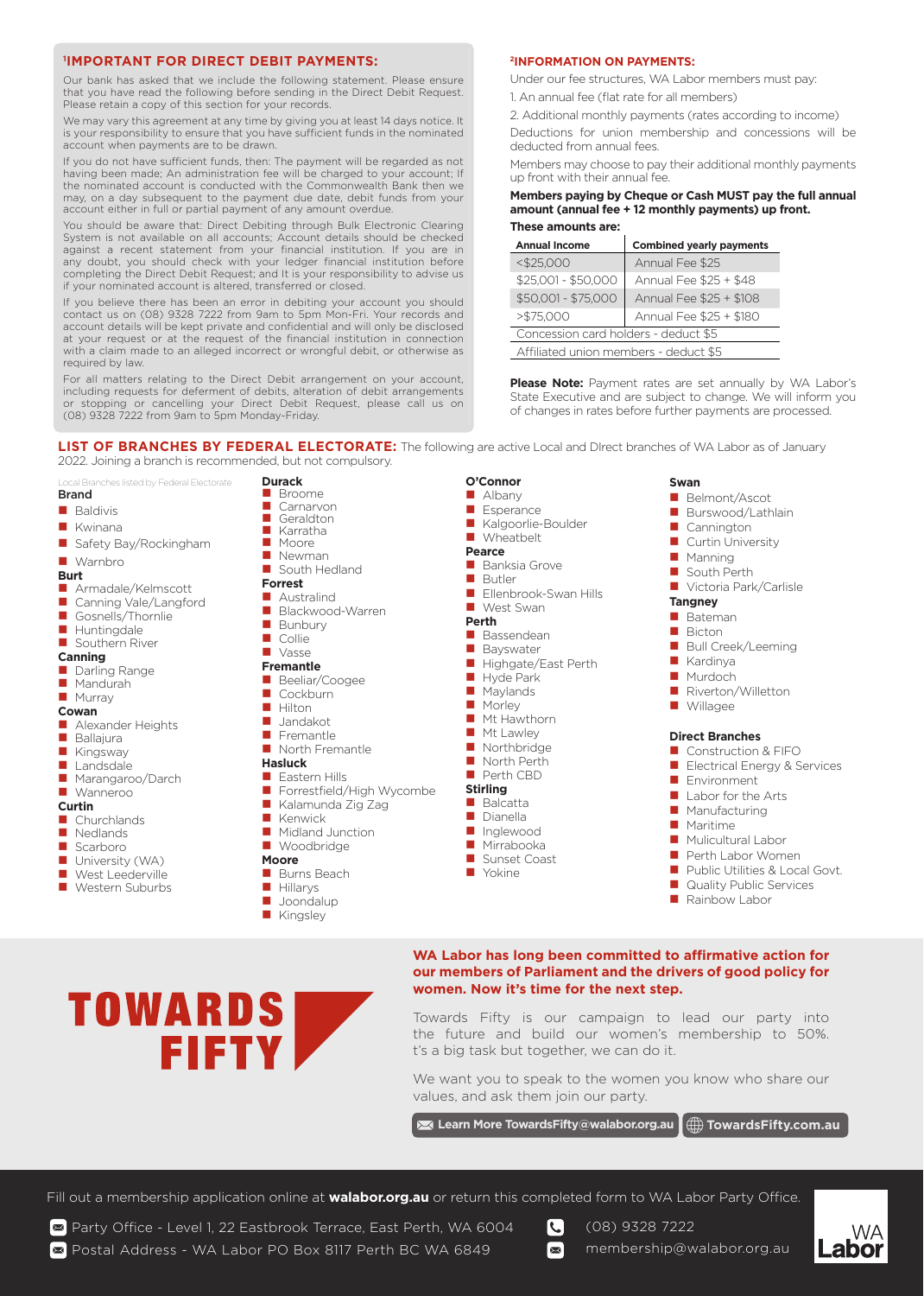## [1]IMPORTANT FOR DIRECT DEBIT PAYMENTS:

Our bank has asked that we include the following statement. Please ensure that you have read the following before sending in the Direct Debit Request. Please retain a copy of this section for your records.

We may vary this agreement at any time by giving you at least 14 days notice. It is your responsibility to ensure that you have sufficient funds in the nominated account when payments are to be drawn.

If you do not have sufficient funds, then: The payment will be regarded as not having been made; An administration fee will be charged to your account; If the nominated account is conducted with the Commonwealth Bank then we may, on a day subsequent to the payment due date, debit funds from your account either in full or partial payment of any amount overdue.

You should be aware that: Direct Debiting through Bulk Electronic Clearing System is not available on all accounts; Account details should be checked against a recent statement from your financial institution. If you are in any doubt, you should check with your ledger financial institution before completing the Direct Debit Request; and It is your responsibility to advise us if your nominated account is altered, transferred or closed.

If you believe there has been an error in debiting your account you should contact us on (08) 9328 7222 from 9am to 5pm Mon-Fri. Your records and account details will be kept private and confidential and will only be disclosed at your request or at the request of the financial institution in connection with a claim made to an alleged incorrect or wrongful debit, or otherwise as required by law.

For all matters relating to the Direct Debit arrangement on your account, including requests for deferment of debits, alteration of debit arrangements or stopping or cancelling your Direct Debit Request, please call us on (08) 9328 7222 from 9am to 5pm Monday-Friday.

## [2]INFORMATION ON PAYMENTS:

Under our fee structures, WA Labor members must pay:

1. An annual fee (flat rate for all members)
2. Additional monthly payments (rates according to income)

Deductions for union membership and concessions will be deducted from annual fees.

Members may choose to pay their additional monthly payments up front with their annual fee.

**Members paying by Cheque or Cash MUST pay the full annual amount (annual fee + 12 monthly payments) up front.**

**These amounts are:**

| Annual Income | Combined yearly payments |
|---|---|
| <$25,000 | Annual Fee $25 |
| $25,001 - $50,000 | Annual Fee $25 + $48 |
| $50,001 - $75,000 | Annual Fee $25 + $108 |
| >$75,000 | Annual Fee $25 + $180 |
| Concession card holders - deduct $5 | |
| Affiliated union members - deduct $5 | |

**Please Note:** Payment rates are set annually by WA Labor's State Executive and are subject to change. We will inform you of changes in rates before further payments are processed.

## LIST OF BRANCHES BY FEDERAL ELECTORATE:

The following are active Local and DIrect branches of WA Labor as of January 2022. Joining a branch is recommended, but not compulsory.

Local Branches listed by Federal Electorate

**Brand**
- Baldivis
- Kwinana
- Safety Bay/Rockingham
- Warnbro

**Burt**
- Armadale/Kelmscott
- Canning Vale/Langford
- Gosnells/Thornlie
- Huntingdale
- Southern River

**Canning**
- Darling Range
- Mandurah
- Murray

**Cowan**
- Alexander Heights
- Ballajura
- Kingsway
- Landsdale
- Marangaroo/Darch
- Wanneroo

**Curtin**
- Churchlands
- Nedlands
- Scarboro
- University (WA)
- West Leederville
- Western Suburbs

**Durack**
- Broome
- Carnarvon
- Geraldton
- Karratha
- Moore
- Newman
- South Hedland

**Forrest**
- Australind
- Blackwood-Warren
- Bunbury
- Collie
- Vasse

**Fremantle**
- Beeliar/Coogee
- Cockburn
- Hilton
- Jandakot
- Fremantle
- North Fremantle

**Hasluck**
- Eastern Hills
- Forrestfield/High Wycombe
- Kalamunda Zig Zag
- Kenwick
- Midland Junction
- Woodbridge

**Moore**
- Burns Beach
- Hillarys
- Joondalup
- Kingsley

**O'Connor**
- Albany
- Esperance
- Kalgoorlie-Boulder
- Wheatbelt

**Pearce**
- Banksia Grove
- Butler
- Ellenbrook-Swan Hills
- West Swan

**Perth**
- Bassendean
- Bayswater
- Highgate/East Perth
- Hyde Park
- Maylands
- Morley
- Mt Hawthorn
- Mt Lawley
- Northbridge
- North Perth
- Perth CBD

**Stirling**
- Balcatta
- Dianella
- Inglewood
- Mirrabooka
- Sunset Coast
- Yokine

**Swan**
- Belmont/Ascot
- Burswood/Lathlain
- Cannington
- Curtin University
- Manning
- South Perth
- Victoria Park/Carlisle

**Tangney**
- Bateman
- Bicton
- Bull Creek/Leeming
- Kardinya
- Murdoch
- Riverton/Willetton
- Willagee

**Direct Branches**
- Construction & FIFO
- Electrical Energy & Services
- Environment
- Labor for the Arts
- Manufacturing
- Maritime
- Mulicultural Labor
- Perth Labor Women
- Public Utilities & Local Govt.
- Quality Public Services
- Rainbow Labor

## TOWARDS FIFTY

**WA Labor has long been committed to affirmative action for our members of Parliament and the drivers of good policy for women. Now it's time for the next step.**

Towards Fifty is our campaign to lead our party into the future and build our women's membership to 50%. t's a big task but together, we can do it.

We want you to speak to the women you know who share our values, and ask them join our party.

Learn More TowardsFifty@walabor.org.au | TowardsFifty.com.au

Fill out a membership application online at **walabor.org.au** or return this completed form to WA Labor Party Office.

Party Office - Level 1, 22 Eastbrook Terrace, East Perth, WA 6004

Postal Address - WA Labor PO Box 8117 Perth BC WA 6849

(08) 9328 7222

membership@walabor.org.au

WA Labor